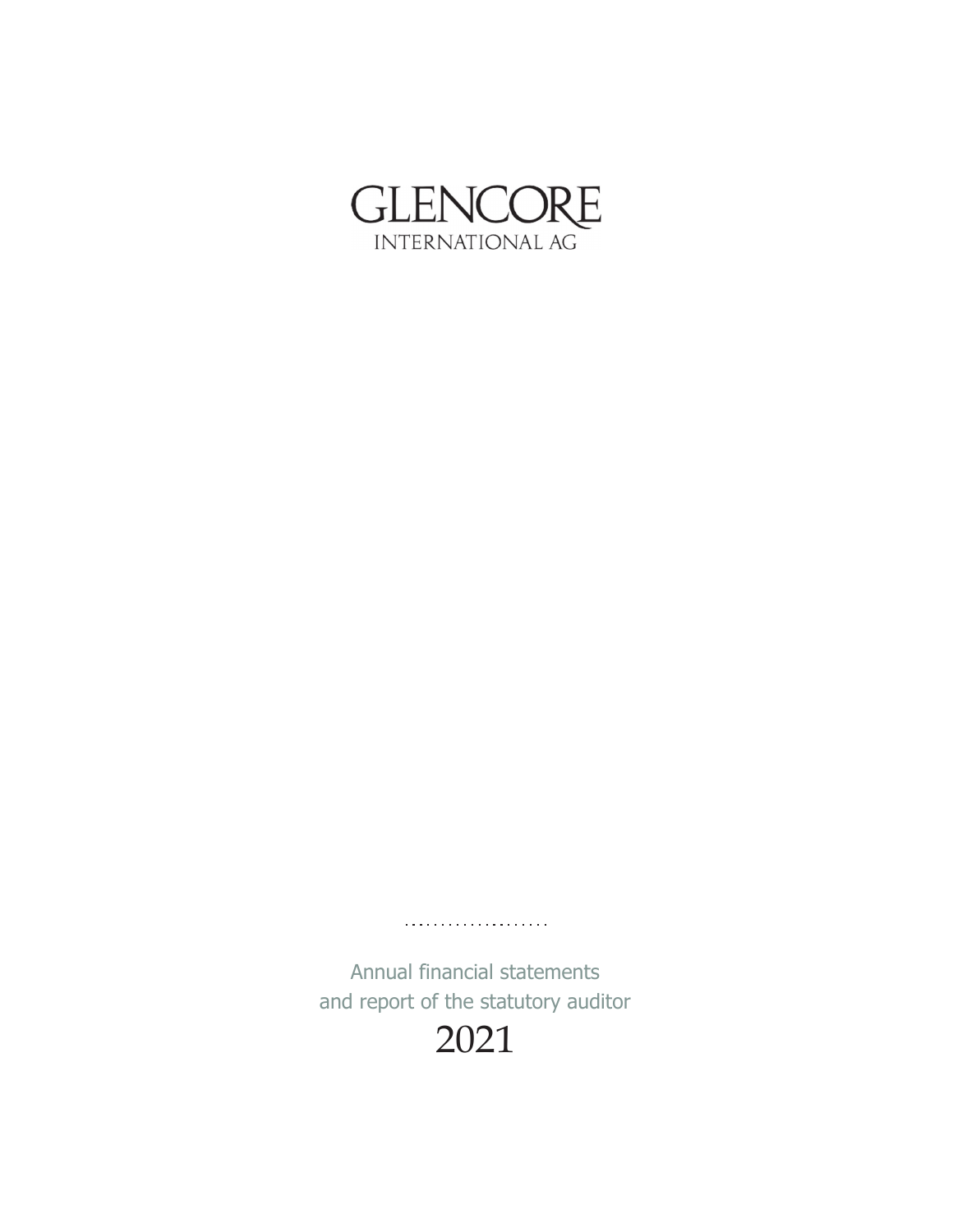# GLENCORE

INTERNATIONAL AG

Annual financial statements
and report of the statutory auditor

2021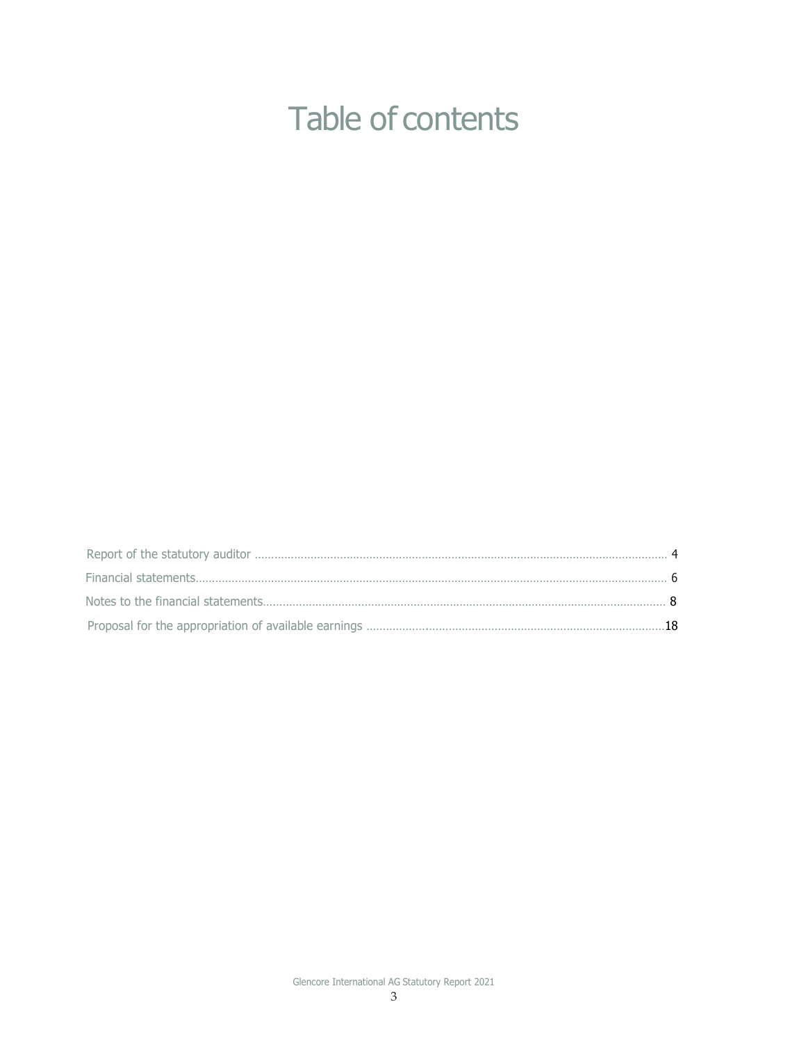# Table of contents

| | |
|---|---|
| Report of the statutory auditor | 4 |
| Financial statements | 6 |
| Notes to the financial statements | 8 |
| Proposal for the appropriation of available earnings | 18 |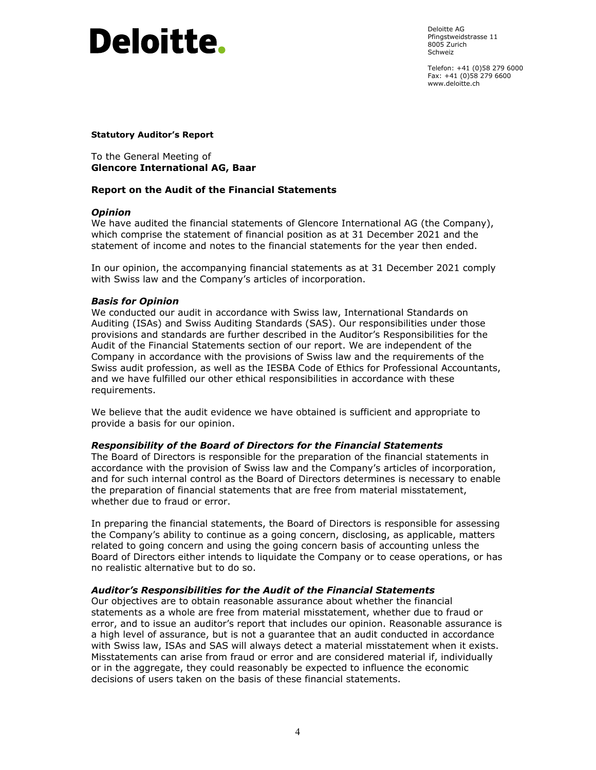**Deloitte.**

Deloitte AG
Pfingstweidstrasse 11
8005 Zurich
Schweiz

Telefon: +41 (0)58 279 6000
Fax: +41 (0)58 279 6600
www.deloitte.ch

**Statutory Auditor's Report**

To the General Meeting of
**Glencore International AG, Baar**

## Report on the Audit of the Financial Statements

### *Opinion*

We have audited the financial statements of Glencore International AG (the Company), which comprise the statement of financial position as at 31 December 2021 and the statement of income and notes to the financial statements for the year then ended.

In our opinion, the accompanying financial statements as at 31 December 2021 comply with Swiss law and the Company's articles of incorporation.

### *Basis for Opinion*

We conducted our audit in accordance with Swiss law, International Standards on Auditing (ISAs) and Swiss Auditing Standards (SAS). Our responsibilities under those provisions and standards are further described in the Auditor's Responsibilities for the Audit of the Financial Statements section of our report. We are independent of the Company in accordance with the provisions of Swiss law and the requirements of the Swiss audit profession, as well as the IESBA Code of Ethics for Professional Accountants, and we have fulfilled our other ethical responsibilities in accordance with these requirements.

We believe that the audit evidence we have obtained is sufficient and appropriate to provide a basis for our opinion.

### *Responsibility of the Board of Directors for the Financial Statements*

The Board of Directors is responsible for the preparation of the financial statements in accordance with the provision of Swiss law and the Company's articles of incorporation, and for such internal control as the Board of Directors determines is necessary to enable the preparation of financial statements that are free from material misstatement, whether due to fraud or error.

In preparing the financial statements, the Board of Directors is responsible for assessing the Company's ability to continue as a going concern, disclosing, as applicable, matters related to going concern and using the going concern basis of accounting unless the Board of Directors either intends to liquidate the Company or to cease operations, or has no realistic alternative but to do so.

### *Auditor's Responsibilities for the Audit of the Financial Statements*

Our objectives are to obtain reasonable assurance about whether the financial statements as a whole are free from material misstatement, whether due to fraud or error, and to issue an auditor's report that includes our opinion. Reasonable assurance is a high level of assurance, but is not a guarantee that an audit conducted in accordance with Swiss law, ISAs and SAS will always detect a material misstatement when it exists. Misstatements can arise from fraud or error and are considered material if, individually or in the aggregate, they could reasonably be expected to influence the economic decisions of users taken on the basis of these financial statements.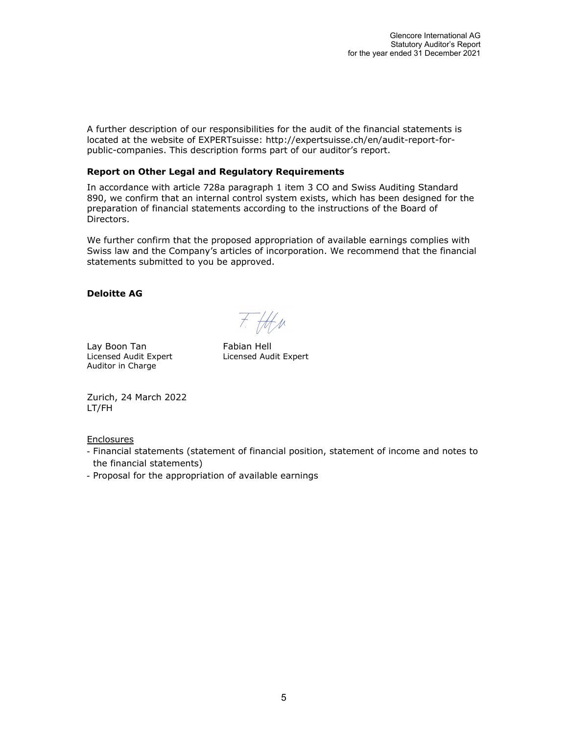A further description of our responsibilities for the audit of the financial statements is located at the website of EXPERTsuisse: http://expertsuisse.ch/en/audit-report-for-public-companies. This description forms part of our auditor's report.

**Report on Other Legal and Regulatory Requirements**

In accordance with article 728a paragraph 1 item 3 CO and Swiss Auditing Standard 890, we confirm that an internal control system exists, which has been designed for the preparation of financial statements according to the instructions of the Board of Directors.

We further confirm that the proposed appropriation of available earnings complies with Swiss law and the Company's articles of incorporation. We recommend that the financial statements submitted to you be approved.

**Deloitte AG**

Lay Boon Tan
Licensed Audit Expert
Auditor in Charge

Fabian Hell
Licensed Audit Expert

Zurich, 24 March 2022
LT/FH

Enclosures
- Financial statements (statement of financial position, statement of income and notes to the financial statements)
- Proposal for the appropriation of available earnings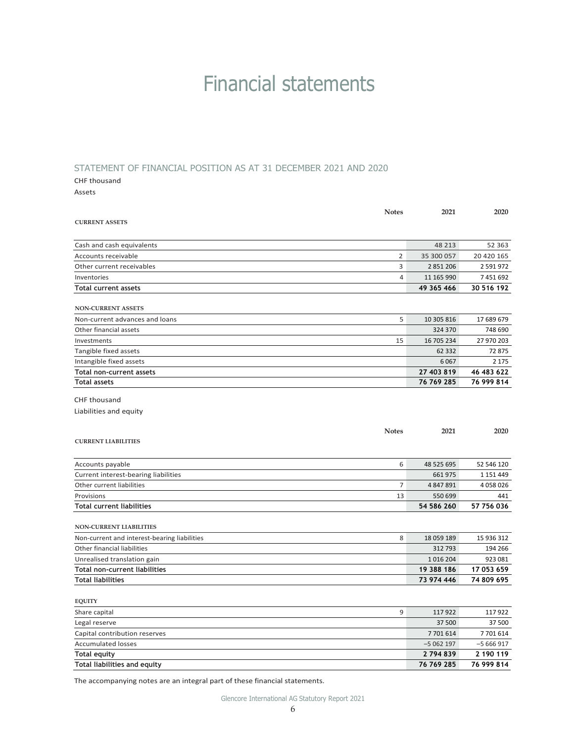# Financial statements

## STATEMENT OF FINANCIAL POSITION AS AT 31 DECEMBER 2021 AND 2020

CHF thousand

Assets

| | Notes | 2021 | 2020 |
|---|---|---|---|
| **CURRENT ASSETS** | | | |
| Cash and cash equivalents | | 48 213 | 52 363 |
| Accounts receivable | 2 | 35 300 057 | 20 420 165 |
| Other current receivables | 3 | 2 851 206 | 2 591 972 |
| Inventories | 4 | 11 165 990 | 7 451 692 |
| **Total current assets** | | **49 365 466** | **30 516 192** |
| **NON-CURRENT ASSETS** | | | |
| Non-current advances and loans | 5 | 10 305 816 | 17 689 679 |
| Other financial assets | | 324 370 | 748 690 |
| Investments | 15 | 16 705 234 | 27 970 203 |
| Tangible fixed assets | | 62 332 | 72 875 |
| Intangible fixed assets | | 6 067 | 2 175 |
| **Total non-current assets** | | **27 403 819** | **46 483 622** |
| **Total assets** | | **76 769 285** | **76 999 814** |

CHF thousand

Liabilities and equity

| | Notes | 2021 | 2020 |
|---|---|---|---|
| **CURRENT LIABILITIES** | | | |
| Accounts payable | 6 | 48 525 695 | 52 546 120 |
| Current interest-bearing liabilities | | 661 975 | 1 151 449 |
| Other current liabilities | 7 | 4 847 891 | 4 058 026 |
| Provisions | 13 | 550 699 | 441 |
| **Total current liabilities** | | **54 586 260** | **57 756 036** |
| **NON-CURRENT LIABILITIES** | | | |
| Non-current and interest-bearing liabilities | 8 | 18 059 189 | 15 936 312 |
| Other financial liabilities | | 312 793 | 194 266 |
| Unrealised translation gain | | 1 016 204 | 923 081 |
| **Total non-current liabilities** | | **19 388 186** | **17 053 659** |
| **Total liabilities** | | **73 974 446** | **74 809 695** |
| **EQUITY** | | | |
| Share capital | 9 | 117 922 | 117 922 |
| Legal reserve | | 37 500 | 37 500 |
| Capital contribution reserves | | 7 701 614 | 7 701 614 |
| Accumulated losses | | –5 062 197 | –5 666 917 |
| **Total equity** | | **2 794 839** | **2 190 119** |
| **Total liabilities and equity** | | **76 769 285** | **76 999 814** |

The accompanying notes are an integral part of these financial statements.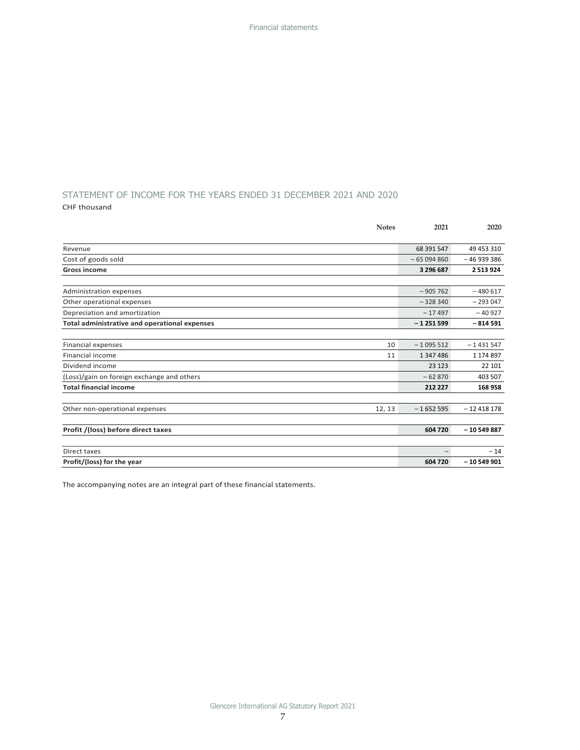## STATEMENT OF INCOME FOR THE YEARS ENDED 31 DECEMBER 2021 AND 2020

CHF thousand

| | Notes | 2021 | 2020 |
|---|---|---|---|
| Revenue | | 68 391 547 | 49 453 310 |
| Cost of goods sold | | – 65 094 860 | – 46 939 386 |
| **Gross income** | | **3 296 687** | **2 513 924** |
| | | | |
| Administration expenses | | – 905 762 | – 480 617 |
| Other operational expenses | | – 328 340 | – 293 047 |
| Depreciation and amortization | | – 17 497 | – 40 927 |
| **Total administrative and operational expenses** | | **– 1 251 599** | **– 814 591** |
| | | | |
| Financial expenses | 10 | – 1 095 512 | – 1 431 547 |
| Financial income | 11 | 1 347 486 | 1 174 897 |
| Dividend income | | 23 123 | 22 101 |
| (Loss)/gain on foreign exchange and others | | – 62 870 | 403 507 |
| **Total financial income** | | **212 227** | **168 958** |
| | | | |
| Other non-operational expenses | 12, 13 | – 1 652 595 | – 12 418 178 |
| | | | |
| **Profit /(loss) before direct taxes** | | **604 720** | **– 10 549 887** |
| | | | |
| Direct taxes | | – | – 14 |
| **Profit/(loss) for the year** | | **604 720** | **– 10 549 901** |

The accompanying notes are an integral part of these financial statements.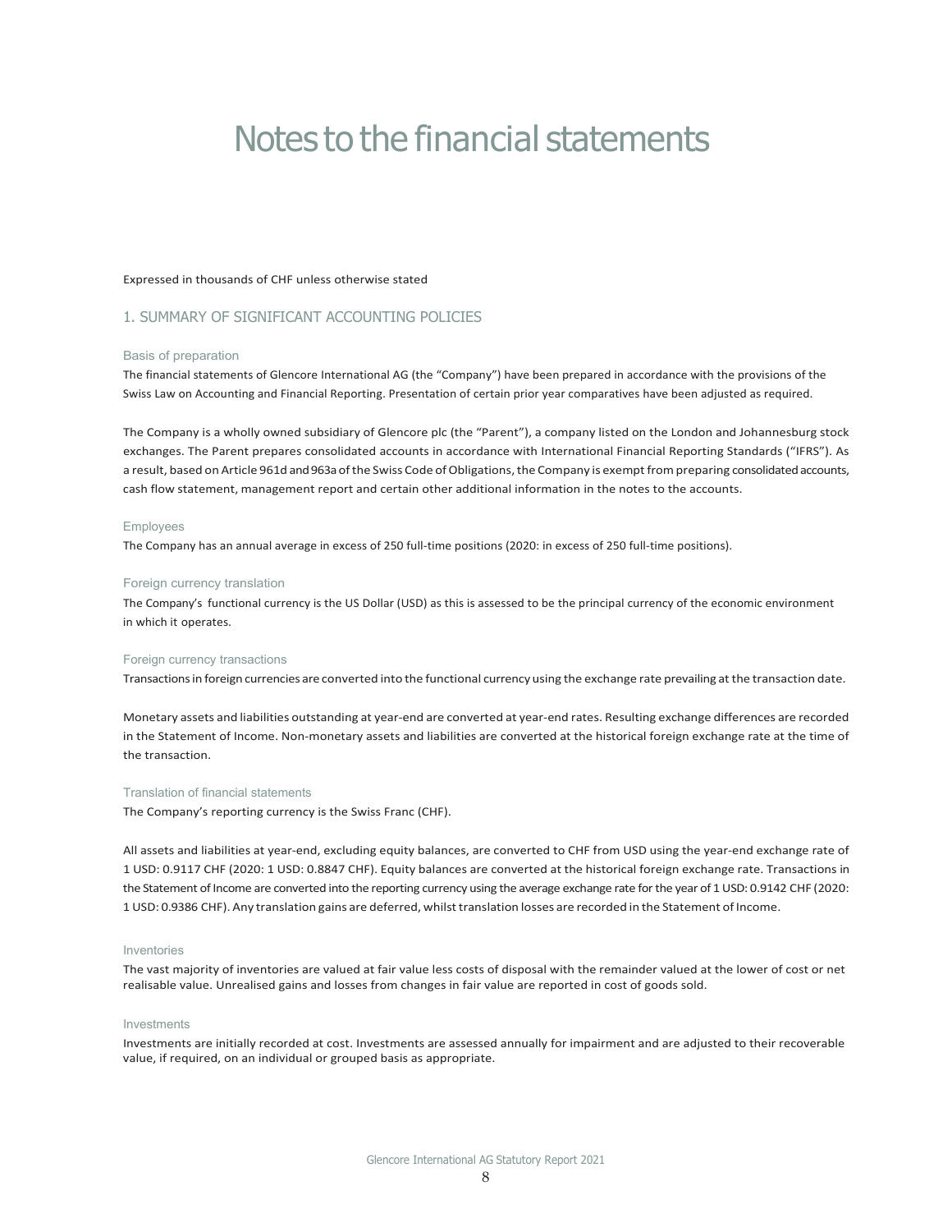# Notes to the financial statements

Expressed in thousands of CHF unless otherwise stated

## 1. SUMMARY OF SIGNIFICANT ACCOUNTING POLICIES

### Basis of preparation

The financial statements of Glencore International AG (the "Company") have been prepared in accordance with the provisions of the Swiss Law on Accounting and Financial Reporting. Presentation of certain prior year comparatives have been adjusted as required.

The Company is a wholly owned subsidiary of Glencore plc (the "Parent"), a company listed on the London and Johannesburg stock exchanges. The Parent prepares consolidated accounts in accordance with International Financial Reporting Standards ("IFRS"). As a result, based on Article 961d and 963a of the Swiss Code of Obligations, the Company is exempt from preparing consolidated accounts, cash flow statement, management report and certain other additional information in the notes to the accounts.

### Employees

The Company has an annual average in excess of 250 full-time positions (2020: in excess of 250 full-time positions).

### Foreign currency translation

The Company's functional currency is the US Dollar (USD) as this is assessed to be the principal currency of the economic environment in which it operates.

### Foreign currency transactions

Transactions in foreign currencies are converted into the functional currency using the exchange rate prevailing at the transaction date.

Monetary assets and liabilities outstanding at year-end are converted at year-end rates. Resulting exchange differences are recorded in the Statement of Income. Non-monetary assets and liabilities are converted at the historical foreign exchange rate at the time of the transaction.

### Translation of financial statements

The Company's reporting currency is the Swiss Franc (CHF).

All assets and liabilities at year-end, excluding equity balances, are converted to CHF from USD using the year-end exchange rate of 1 USD: 0.9117 CHF (2020: 1 USD: 0.8847 CHF). Equity balances are converted at the historical foreign exchange rate. Transactions in the Statement of Income are converted into the reporting currency using the average exchange rate for the year of 1 USD: 0.9142 CHF (2020: 1 USD: 0.9386 CHF). Any translation gains are deferred, whilst translation losses are recorded in the Statement of Income.

### Inventories

The vast majority of inventories are valued at fair value less costs of disposal with the remainder valued at the lower of cost or net realisable value. Unrealised gains and losses from changes in fair value are reported in cost of goods sold.

### Investments

Investments are initially recorded at cost. Investments are assessed annually for impairment and are adjusted to their recoverable value, if required, on an individual or grouped basis as appropriate.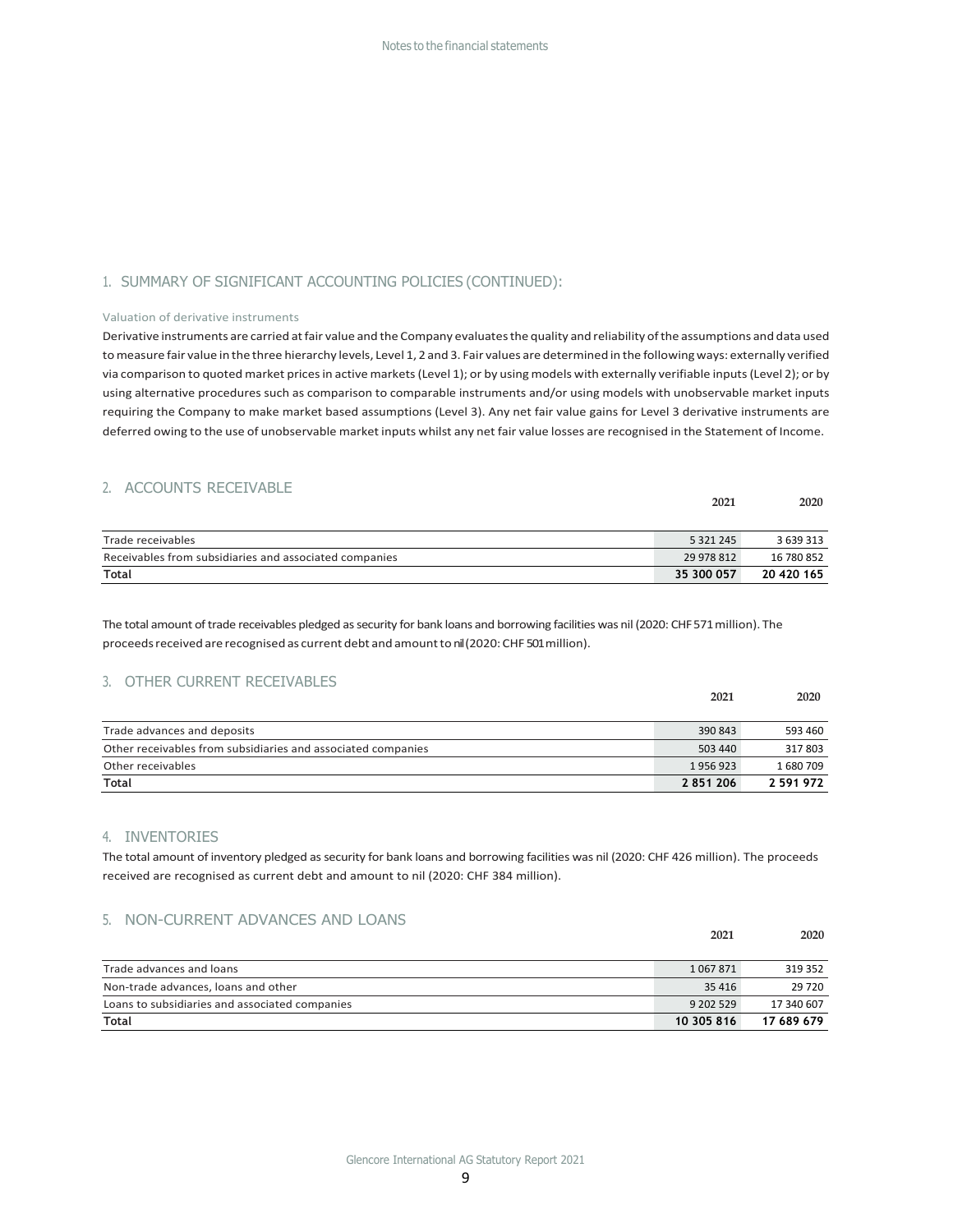## 1. SUMMARY OF SIGNIFICANT ACCOUNTING POLICIES (CONTINUED):

### Valuation of derivative instruments

Derivative instruments are carried at fair value and the Company evaluates the quality and reliability of the assumptions and data used to measure fair value in the three hierarchy levels, Level 1, 2 and 3. Fair values are determined in the following ways: externally verified via comparison to quoted market prices in active markets (Level 1); or by using models with externally verifiable inputs (Level 2); or by using alternative procedures such as comparison to comparable instruments and/or using models with unobservable market inputs requiring the Company to make market based assumptions (Level 3). Any net fair value gains for Level 3 derivative instruments are deferred owing to the use of unobservable market inputs whilst any net fair value losses are recognised in the Statement of Income.

## 2. ACCOUNTS RECEIVABLE

| | 2021 | 2020 |
|---|---|---|
| Trade receivables | 5 321 245 | 3 639 313 |
| Receivables from subsidiaries and associated companies | 29 978 812 | 16 780 852 |
| **Total** | **35 300 057** | **20 420 165** |

The total amount of trade receivables pledged as security for bank loans and borrowing facilities was nil (2020: CHF 571 million). The proceeds received are recognised as current debt and amount to nil (2020: CHF 501 million).

## 3. OTHER CURRENT RECEIVABLES

| | 2021 | 2020 |
|---|---|---|
| Trade advances and deposits | 390 843 | 593 460 |
| Other receivables from subsidiaries and associated companies | 503 440 | 317 803 |
| Other receivables | 1 956 923 | 1 680 709 |
| **Total** | **2 851 206** | **2 591 972** |

## 4. INVENTORIES

The total amount of inventory pledged as security for bank loans and borrowing facilities was nil (2020: CHF 426 million). The proceeds received are recognised as current debt and amount to nil (2020: CHF 384 million).

## 5. NON-CURRENT ADVANCES AND LOANS

| | 2021 | 2020 |
|---|---|---|
| Trade advances and loans | 1 067 871 | 319 352 |
| Non-trade advances, loans and other | 35 416 | 29 720 |
| Loans to subsidiaries and associated companies | 9 202 529 | 17 340 607 |
| **Total** | **10 305 816** | **17 689 679** |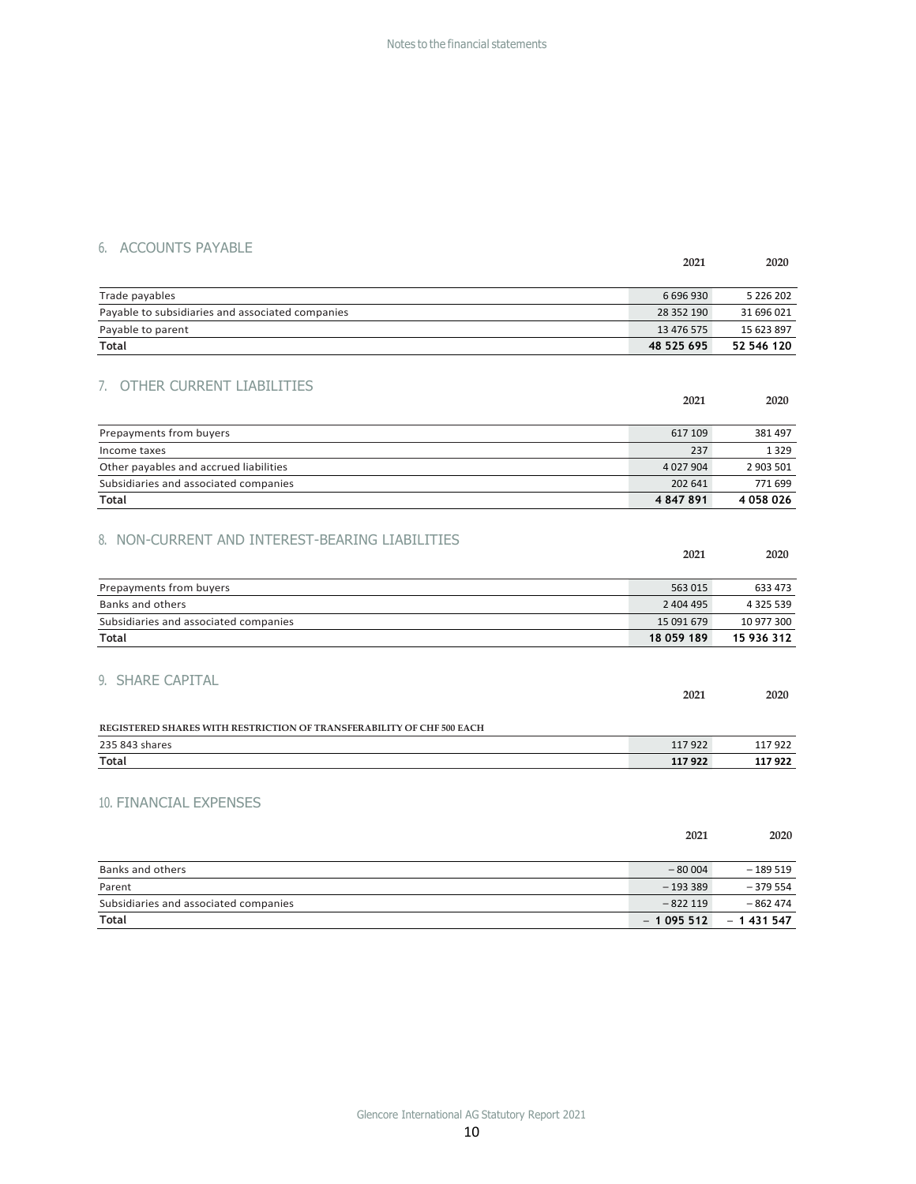## 6. ACCOUNTS PAYABLE

| | 2021 | 2020 |
|---|---|---|
| Trade payables | 6 696 930 | 5 226 202 |
| Payable to subsidiaries and associated companies | 28 352 190 | 31 696 021 |
| Payable to parent | 13 476 575 | 15 623 897 |
| **Total** | **48 525 695** | **52 546 120** |

## 7. OTHER CURRENT LIABILITIES

| | 2021 | 2020 |
|---|---|---|
| Prepayments from buyers | 617 109 | 381 497 |
| Income taxes | 237 | 1 329 |
| Other payables and accrued liabilities | 4 027 904 | 2 903 501 |
| Subsidiaries and associated companies | 202 641 | 771 699 |
| **Total** | **4 847 891** | **4 058 026** |

## 8. NON-CURRENT AND INTEREST-BEARING LIABILITIES

| | 2021 | 2020 |
|---|---|---|
| Prepayments from buyers | 563 015 | 633 473 |
| Banks and others | 2 404 495 | 4 325 539 |
| Subsidiaries and associated companies | 15 091 679 | 10 977 300 |
| **Total** | **18 059 189** | **15 936 312** |

## 9. SHARE CAPITAL

| | 2021 | 2020 |
|---|---|---|
| **REGISTERED SHARES WITH RESTRICTION OF TRANSFERABILITY OF CHF 500 EACH** | | |
| 235 843 shares | 117 922 | 117 922 |
| **Total** | **117 922** | **117 922** |

## 10. FINANCIAL EXPENSES

| | 2021 | 2020 |
|---|---|---|
| Banks and others | – 80 004 | – 189 519 |
| Parent | – 193 389 | – 379 554 |
| Subsidiaries and associated companies | – 822 119 | – 862 474 |
| **Total** | **– 1 095 512** | **– 1 431 547** |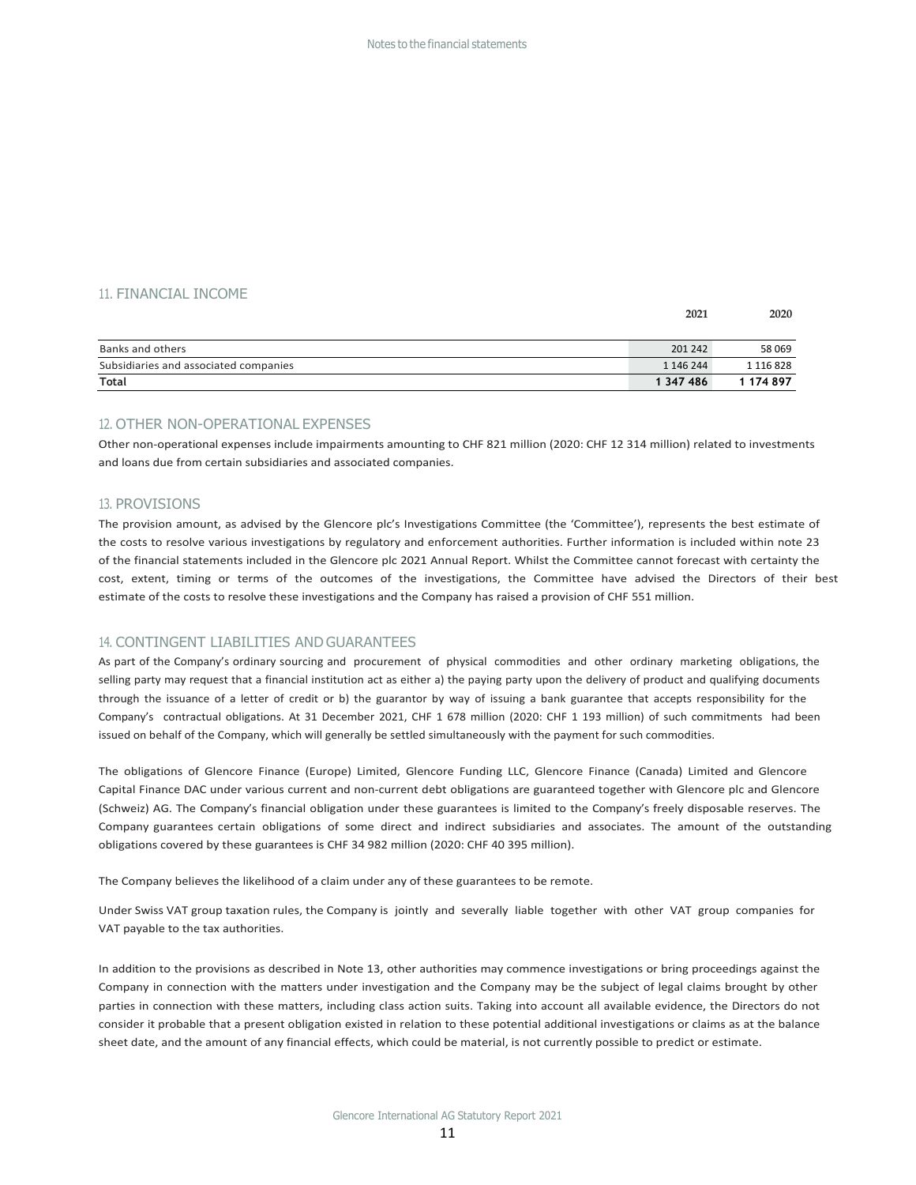## 11. FINANCIAL INCOME

| | 2021 | 2020 |
|---|---|---|
| Banks and others | 201 242 | 58 069 |
| Subsidiaries and associated companies | 1 146 244 | 1 116 828 |
| **Total** | **1 347 486** | **1 174 897** |

## 12. OTHER NON-OPERATIONAL EXPENSES

Other non-operational expenses include impairments amounting to CHF 821 million (2020: CHF 12 314 million) related to investments and loans due from certain subsidiaries and associated companies.

## 13. PROVISIONS

The provision amount, as advised by the Glencore plc's Investigations Committee (the 'Committee'), represents the best estimate of the costs to resolve various investigations by regulatory and enforcement authorities. Further information is included within note 23 of the financial statements included in the Glencore plc 2021 Annual Report. Whilst the Committee cannot forecast with certainty the cost, extent, timing or terms of the outcomes of the investigations, the Committee have advised the Directors of their best estimate of the costs to resolve these investigations and the Company has raised a provision of CHF 551 million.

## 14. CONTINGENT LIABILITIES AND GUARANTEES

As part of the Company's ordinary sourcing and procurement of physical commodities and other ordinary marketing obligations, the selling party may request that a financial institution act as either a) the paying party upon the delivery of product and qualifying documents through the issuance of a letter of credit or b) the guarantor by way of issuing a bank guarantee that accepts responsibility for the Company's contractual obligations. At 31 December 2021, CHF 1 678 million (2020: CHF 1 193 million) of such commitments had been issued on behalf of the Company, which will generally be settled simultaneously with the payment for such commodities.

The obligations of Glencore Finance (Europe) Limited, Glencore Funding LLC, Glencore Finance (Canada) Limited and Glencore Capital Finance DAC under various current and non-current debt obligations are guaranteed together with Glencore plc and Glencore (Schweiz) AG. The Company's financial obligation under these guarantees is limited to the Company's freely disposable reserves. The Company guarantees certain obligations of some direct and indirect subsidiaries and associates. The amount of the outstanding obligations covered by these guarantees is CHF 34 982 million (2020: CHF 40 395 million).

The Company believes the likelihood of a claim under any of these guarantees to be remote.

Under Swiss VAT group taxation rules, the Company is jointly and severally liable together with other VAT group companies for VAT payable to the tax authorities.

In addition to the provisions as described in Note 13, other authorities may commence investigations or bring proceedings against the Company in connection with the matters under investigation and the Company may be the subject of legal claims brought by other parties in connection with these matters, including class action suits. Taking into account all available evidence, the Directors do not consider it probable that a present obligation existed in relation to these potential additional investigations or claims as at the balance sheet date, and the amount of any financial effects, which could be material, is not currently possible to predict or estimate.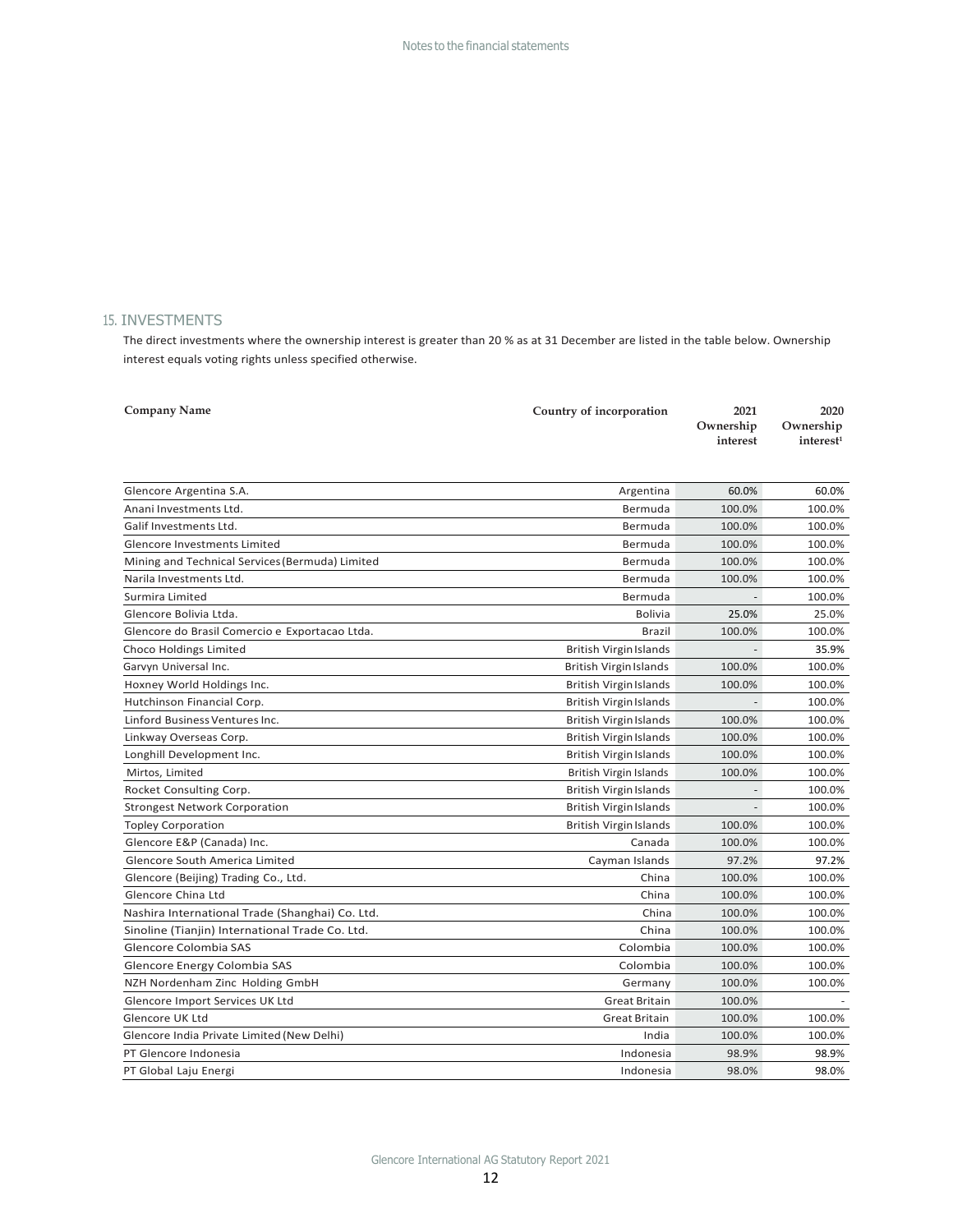## 15. INVESTMENTS

The direct investments where the ownership interest is greater than 20 % as at 31 December are listed in the table below. Ownership interest equals voting rights unless specified otherwise.

| Company Name | Country of incorporation | 2021 Ownership interest | 2020 Ownership interest[1] |
|---|---|---|---|
| Glencore Argentina S.A. | Argentina | 60.0% | 60.0% |
| Anani Investments Ltd. | Bermuda | 100.0% | 100.0% |
| Galif Investments Ltd. | Bermuda | 100.0% | 100.0% |
| Glencore Investments Limited | Bermuda | 100.0% | 100.0% |
| Mining and Technical Services (Bermuda) Limited | Bermuda | 100.0% | 100.0% |
| Narila Investments Ltd. | Bermuda | 100.0% | 100.0% |
| Surmira Limited | Bermuda | - | 100.0% |
| Glencore Bolivia Ltda. | Bolivia | 25.0% | 25.0% |
| Glencore do Brasil Comercio e Exportacao Ltda. | Brazil | 100.0% | 100.0% |
| Choco Holdings Limited | British Virgin Islands | - | 35.9% |
| Garvyn Universal Inc. | British Virgin Islands | 100.0% | 100.0% |
| Hoxney World Holdings Inc. | British Virgin Islands | 100.0% | 100.0% |
| Hutchinson Financial Corp. | British Virgin Islands | - | 100.0% |
| Linford Business Ventures Inc. | British Virgin Islands | 100.0% | 100.0% |
| Linkway Overseas Corp. | British Virgin Islands | 100.0% | 100.0% |
| Longhill Development Inc. | British Virgin Islands | 100.0% | 100.0% |
| Mirtos, Limited | British Virgin Islands | 100.0% | 100.0% |
| Rocket Consulting Corp. | British Virgin Islands | - | 100.0% |
| Strongest Network Corporation | British Virgin Islands | - | 100.0% |
| Topley Corporation | British Virgin Islands | 100.0% | 100.0% |
| Glencore E&P (Canada) Inc. | Canada | 100.0% | 100.0% |
| Glencore South America Limited | Cayman Islands | 97.2% | 97.2% |
| Glencore (Beijing) Trading Co., Ltd. | China | 100.0% | 100.0% |
| Glencore China Ltd | China | 100.0% | 100.0% |
| Nashira International Trade (Shanghai) Co. Ltd. | China | 100.0% | 100.0% |
| Sinoline (Tianjin) International Trade Co. Ltd. | China | 100.0% | 100.0% |
| Glencore Colombia SAS | Colombia | 100.0% | 100.0% |
| Glencore Energy Colombia SAS | Colombia | 100.0% | 100.0% |
| NZH Nordenham Zinc Holding GmbH | Germany | 100.0% | 100.0% |
| Glencore Import Services UK Ltd | Great Britain | 100.0% | - |
| Glencore UK Ltd | Great Britain | 100.0% | 100.0% |
| Glencore India Private Limited (New Delhi) | India | 100.0% | 100.0% |
| PT Glencore Indonesia | Indonesia | 98.9% | 98.9% |
| PT Global Laju Energi | Indonesia | 98.0% | 98.0% |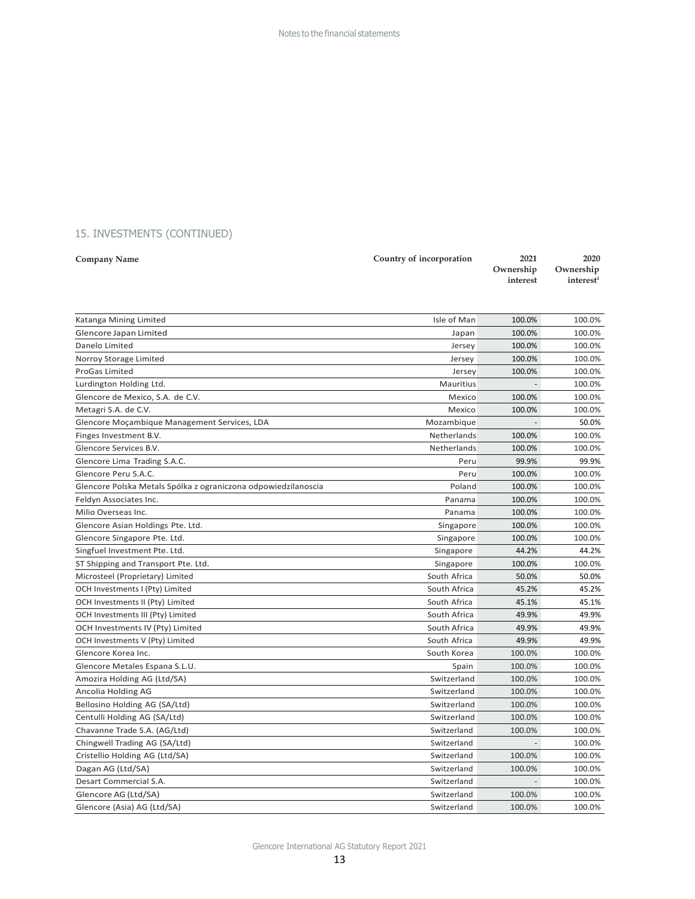## 15. INVESTMENTS (CONTINUED)

| Company Name | Country of incorporation | 2021 Ownership interest | 2020 Ownership interest[1] |
|---|---|---|---|
| Katanga Mining Limited | Isle of Man | 100.0% | 100.0% |
| Glencore Japan Limited | Japan | 100.0% | 100.0% |
| Danelo Limited | Jersey | 100.0% | 100.0% |
| Norroy Storage Limited | Jersey | 100.0% | 100.0% |
| ProGas Limited | Jersey | 100.0% | 100.0% |
| Lurdington Holding Ltd. | Mauritius | - | 100.0% |
| Glencore de Mexico, S.A. de C.V. | Mexico | 100.0% | 100.0% |
| Metagri S.A. de C.V. | Mexico | 100.0% | 100.0% |
| Glencore Moçambique Management Services, LDA | Mozambique | - | 50.0% |
| Finges Investment B.V. | Netherlands | 100.0% | 100.0% |
| Glencore Services B.V. | Netherlands | 100.0% | 100.0% |
| Glencore Lima Trading S.A.C. | Peru | 99.9% | 99.9% |
| Glencore Peru S.A.C. | Peru | 100.0% | 100.0% |
| Glencore Polska Metals Spólka z ograniczona odpowiedzilanoscia | Poland | 100.0% | 100.0% |
| Feldyn Associates Inc. | Panama | 100.0% | 100.0% |
| Milio Overseas Inc. | Panama | 100.0% | 100.0% |
| Glencore Asian Holdings Pte. Ltd. | Singapore | 100.0% | 100.0% |
| Glencore Singapore Pte. Ltd. | Singapore | 100.0% | 100.0% |
| Singfuel Investment Pte. Ltd. | Singapore | 44.2% | 44.2% |
| ST Shipping and Transport Pte. Ltd. | Singapore | 100.0% | 100.0% |
| Microsteel (Proprietary) Limited | South Africa | 50.0% | 50.0% |
| OCH Investments I (Pty) Limited | South Africa | 45.2% | 45.2% |
| OCH Investments II (Pty) Limited | South Africa | 45.1% | 45.1% |
| OCH Investments III (Pty) Limited | South Africa | 49.9% | 49.9% |
| OCH Investments IV (Pty) Limited | South Africa | 49.9% | 49.9% |
| OCH Investments V (Pty) Limited | South Africa | 49.9% | 49.9% |
| Glencore Korea Inc. | South Korea | 100.0% | 100.0% |
| Glencore Metales Espana S.L.U. | Spain | 100.0% | 100.0% |
| Amozira Holding AG (Ltd/SA) | Switzerland | 100.0% | 100.0% |
| Ancolia Holding AG | Switzerland | 100.0% | 100.0% |
| Bellosino Holding AG (SA/Ltd) | Switzerland | 100.0% | 100.0% |
| Centulli Holding AG (SA/Ltd) | Switzerland | 100.0% | 100.0% |
| Chavanne Trade S.A. (AG/Ltd) | Switzerland | 100.0% | 100.0% |
| Chingwell Trading AG (SA/Ltd) | Switzerland | - | 100.0% |
| Cristellio Holding AG (Ltd/SA) | Switzerland | 100.0% | 100.0% |
| Dagan AG (Ltd/SA) | Switzerland | 100.0% | 100.0% |
| Desart Commercial S.A. | Switzerland | - | 100.0% |
| Glencore AG (Ltd/SA) | Switzerland | 100.0% | 100.0% |
| Glencore (Asia) AG (Ltd/SA) | Switzerland | 100.0% | 100.0% |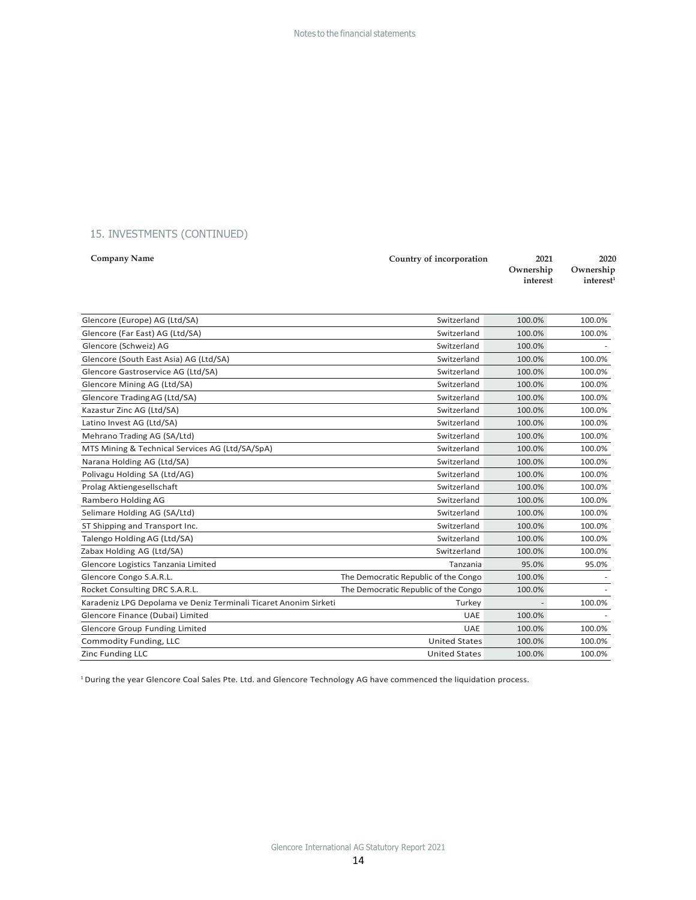## 15. INVESTMENTS (CONTINUED)

| Company Name | Country of incorporation | 2021 Ownership interest | 2020 Ownership interest[1] |
|---|---|---|---|
| Glencore (Europe) AG (Ltd/SA) | Switzerland | 100.0% | 100.0% |
| Glencore (Far East) AG (Ltd/SA) | Switzerland | 100.0% | 100.0% |
| Glencore (Schweiz) AG | Switzerland | 100.0% | - |
| Glencore (South East Asia) AG (Ltd/SA) | Switzerland | 100.0% | 100.0% |
| Glencore Gastroservice AG (Ltd/SA) | Switzerland | 100.0% | 100.0% |
| Glencore Mining AG (Ltd/SA) | Switzerland | 100.0% | 100.0% |
| Glencore Trading AG (Ltd/SA) | Switzerland | 100.0% | 100.0% |
| Kazastur Zinc AG (Ltd/SA) | Switzerland | 100.0% | 100.0% |
| Latino Invest AG (Ltd/SA) | Switzerland | 100.0% | 100.0% |
| Mehrano Trading AG (SA/Ltd) | Switzerland | 100.0% | 100.0% |
| MTS Mining & Technical Services AG (Ltd/SA/SpA) | Switzerland | 100.0% | 100.0% |
| Narana Holding AG (Ltd/SA) | Switzerland | 100.0% | 100.0% |
| Polivagu Holding SA (Ltd/AG) | Switzerland | 100.0% | 100.0% |
| Prolag Aktiengesellschaft | Switzerland | 100.0% | 100.0% |
| Rambero Holding AG | Switzerland | 100.0% | 100.0% |
| Selimare Holding AG (SA/Ltd) | Switzerland | 100.0% | 100.0% |
| ST Shipping and Transport Inc. | Switzerland | 100.0% | 100.0% |
| Talengo Holding AG (Ltd/SA) | Switzerland | 100.0% | 100.0% |
| Zabax Holding AG (Ltd/SA) | Switzerland | 100.0% | 100.0% |
| Glencore Logistics Tanzania Limited | Tanzania | 95.0% | 95.0% |
| Glencore Congo S.A.R.L. | The Democratic Republic of the Congo | 100.0% | - |
| Rocket Consulting DRC S.A.R.L. | The Democratic Republic of the Congo | 100.0% | - |
| Karadeniz LPG Depolama ve Deniz Terminali Ticaret Anonim Sirketi | Turkey | - | 100.0% |
| Glencore Finance (Dubai) Limited | UAE | 100.0% | - |
| Glencore Group Funding Limited | UAE | 100.0% | 100.0% |
| Commodity Funding, LLC | United States | 100.0% | 100.0% |
| Zinc Funding LLC | United States | 100.0% | 100.0% |

[1] During the year Glencore Coal Sales Pte. Ltd. and Glencore Technology AG have commenced the liquidation process.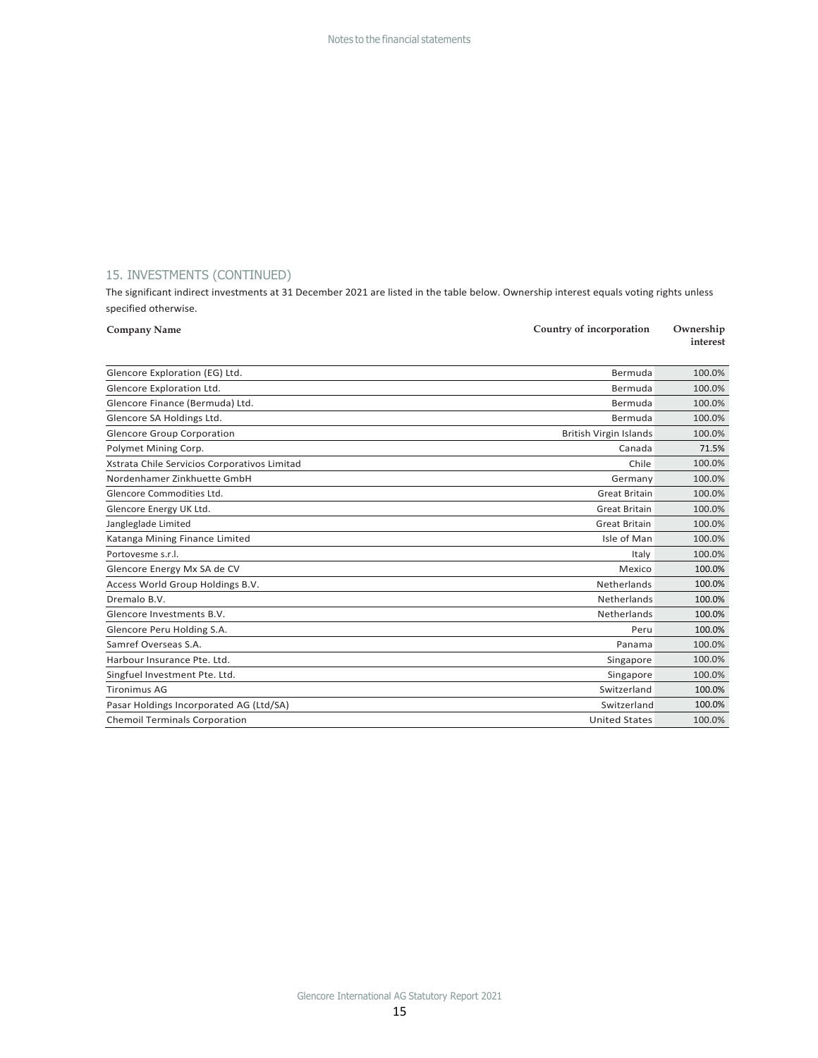## 15. INVESTMENTS (CONTINUED)

The significant indirect investments at 31 December 2021 are listed in the table below. Ownership interest equals voting rights unless specified otherwise.

| Company Name | Country of incorporation | Ownership interest |
|---|---|---|
| Glencore Exploration (EG) Ltd. | Bermuda | 100.0% |
| Glencore Exploration Ltd. | Bermuda | 100.0% |
| Glencore Finance (Bermuda) Ltd. | Bermuda | 100.0% |
| Glencore SA Holdings Ltd. | Bermuda | 100.0% |
| Glencore Group Corporation | British Virgin Islands | 100.0% |
| Polymet Mining Corp. | Canada | 71.5% |
| Xstrata Chile Servicios Corporativos Limitad | Chile | 100.0% |
| Nordenhamer Zinkhuette GmbH | Germany | 100.0% |
| Glencore Commodities Ltd. | Great Britain | 100.0% |
| Glencore Energy UK Ltd. | Great Britain | 100.0% |
| Jangleglade Limited | Great Britain | 100.0% |
| Katanga Mining Finance Limited | Isle of Man | 100.0% |
| Portovesme s.r.l. | Italy | 100.0% |
| Glencore Energy Mx SA de CV | Mexico | 100.0% |
| Access World Group Holdings B.V. | Netherlands | 100.0% |
| Dremalo B.V. | Netherlands | 100.0% |
| Glencore Investments B.V. | Netherlands | 100.0% |
| Glencore Peru Holding S.A. | Peru | 100.0% |
| Samref Overseas S.A. | Panama | 100.0% |
| Harbour Insurance Pte. Ltd. | Singapore | 100.0% |
| Singfuel Investment Pte. Ltd. | Singapore | 100.0% |
| Tironimus AG | Switzerland | 100.0% |
| Pasar Holdings Incorporated AG (Ltd/SA) | Switzerland | 100.0% |
| Chemoil Terminals Corporation | United States | 100.0% |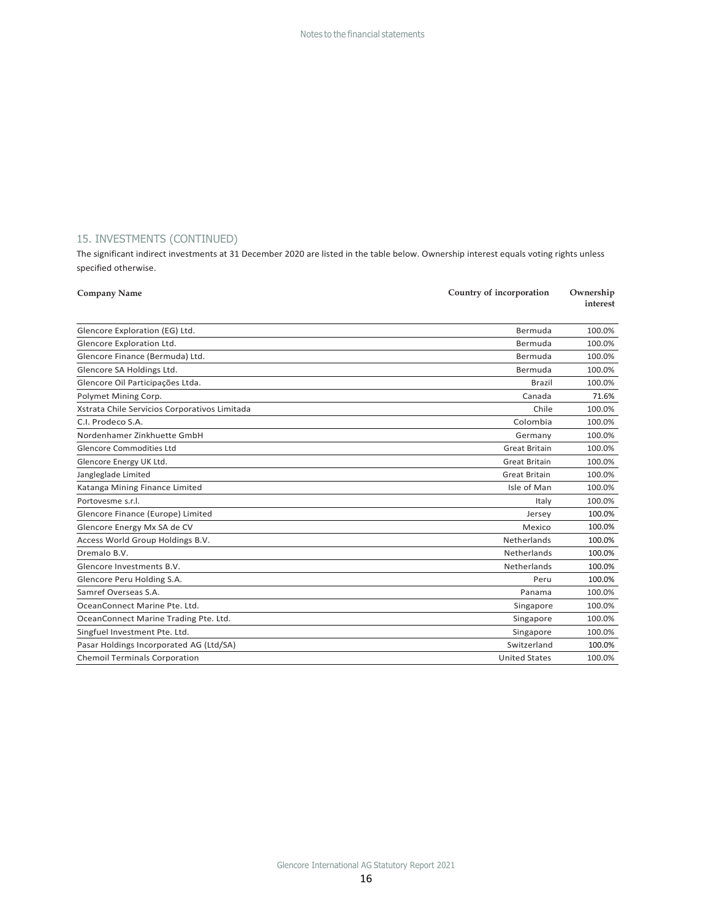## 15. INVESTMENTS (CONTINUED)

The significant indirect investments at 31 December 2020 are listed in the table below. Ownership interest equals voting rights unless specified otherwise.

| Company Name | Country of incorporation | Ownership interest |
|---|---|---|
| Glencore Exploration (EG) Ltd. | Bermuda | 100.0% |
| Glencore Exploration Ltd. | Bermuda | 100.0% |
| Glencore Finance (Bermuda) Ltd. | Bermuda | 100.0% |
| Glencore SA Holdings Ltd. | Bermuda | 100.0% |
| Glencore Oil Participações Ltda. | Brazil | 100.0% |
| Polymet Mining Corp. | Canada | 71.6% |
| Xstrata Chile Servicios Corporativos Limitada | Chile | 100.0% |
| C.I. Prodeco S.A. | Colombia | 100.0% |
| Nordenhamer Zinkhuette GmbH | Germany | 100.0% |
| Glencore Commodities Ltd | Great Britain | 100.0% |
| Glencore Energy UK Ltd. | Great Britain | 100.0% |
| Jangleglade Limited | Great Britain | 100.0% |
| Katanga Mining Finance Limited | Isle of Man | 100.0% |
| Portovesme s.r.l. | Italy | 100.0% |
| Glencore Finance (Europe) Limited | Jersey | 100.0% |
| Glencore Energy Mx SA de CV | Mexico | 100.0% |
| Access World Group Holdings B.V. | Netherlands | 100.0% |
| Dremalo B.V. | Netherlands | 100.0% |
| Glencore Investments B.V. | Netherlands | 100.0% |
| Glencore Peru Holding S.A. | Peru | 100.0% |
| Samref Overseas S.A. | Panama | 100.0% |
| OceanConnect Marine Pte. Ltd. | Singapore | 100.0% |
| OceanConnect Marine Trading Pte. Ltd. | Singapore | 100.0% |
| Singfuel Investment Pte. Ltd. | Singapore | 100.0% |
| Pasar Holdings Incorporated AG (Ltd/SA) | Switzerland | 100.0% |
| Chemoil Terminals Corporation | United States | 100.0% |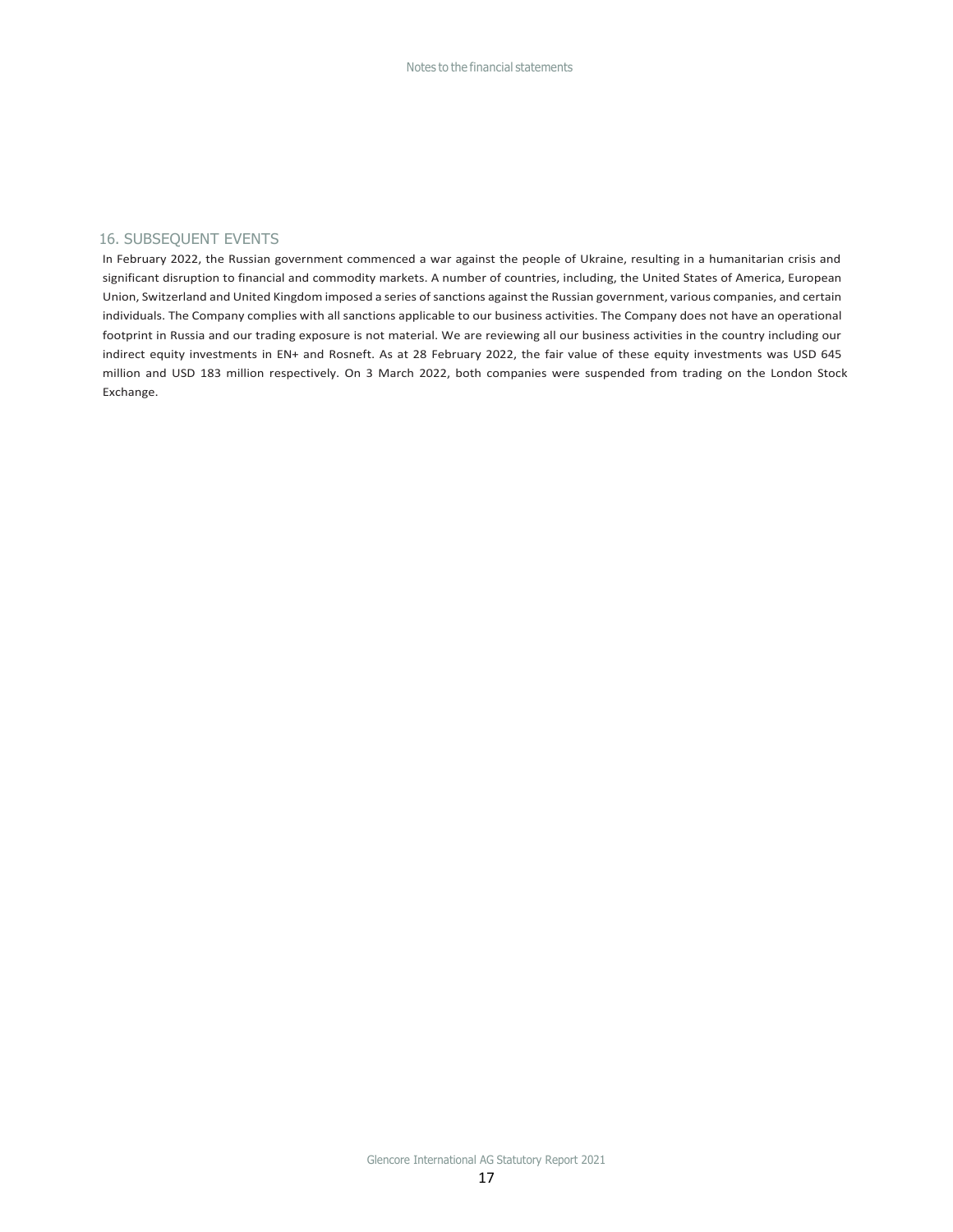## 16. SUBSEQUENT EVENTS

In February 2022, the Russian government commenced a war against the people of Ukraine, resulting in a humanitarian crisis and significant disruption to financial and commodity markets. A number of countries, including, the United States of America, European Union, Switzerland and United Kingdom imposed a series of sanctions against the Russian government, various companies, and certain individuals. The Company complies with all sanctions applicable to our business activities. The Company does not have an operational footprint in Russia and our trading exposure is not material. We are reviewing all our business activities in the country including our indirect equity investments in EN+ and Rosneft. As at 28 February 2022, the fair value of these equity investments was USD 645 million and USD 183 million respectively. On 3 March 2022, both companies were suspended from trading on the London Stock Exchange.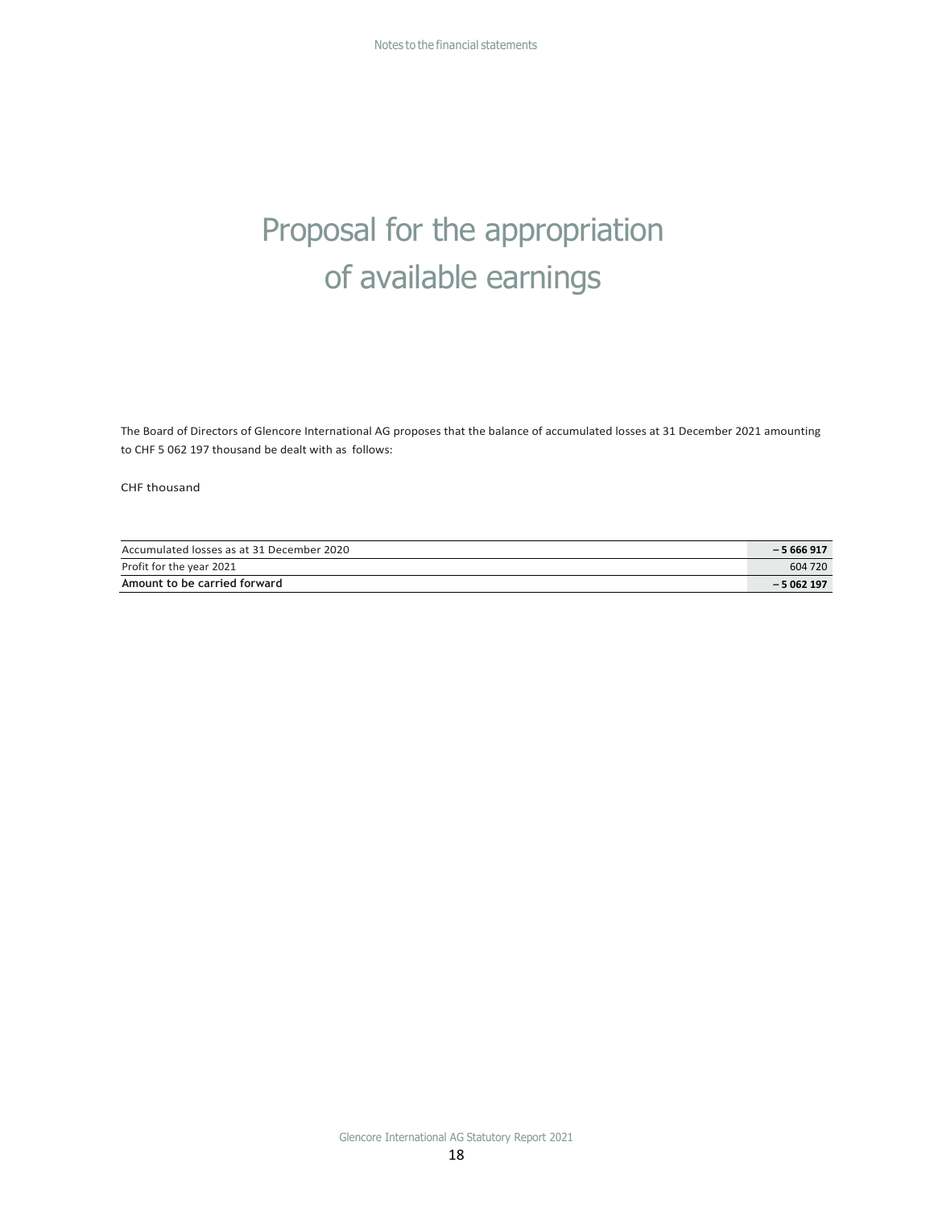# Proposal for the appropriation of available earnings

The Board of Directors of Glencore International AG proposes that the balance of accumulated losses at 31 December 2021 amounting to CHF 5 062 197 thousand be dealt with as follows:

CHF thousand

| | |
|---|---|
| Accumulated losses as at 31 December 2020 | **– 5 666 917** |
| Profit for the year 2021 | 604 720 |
| **Amount to be carried forward** | **– 5 062 197** |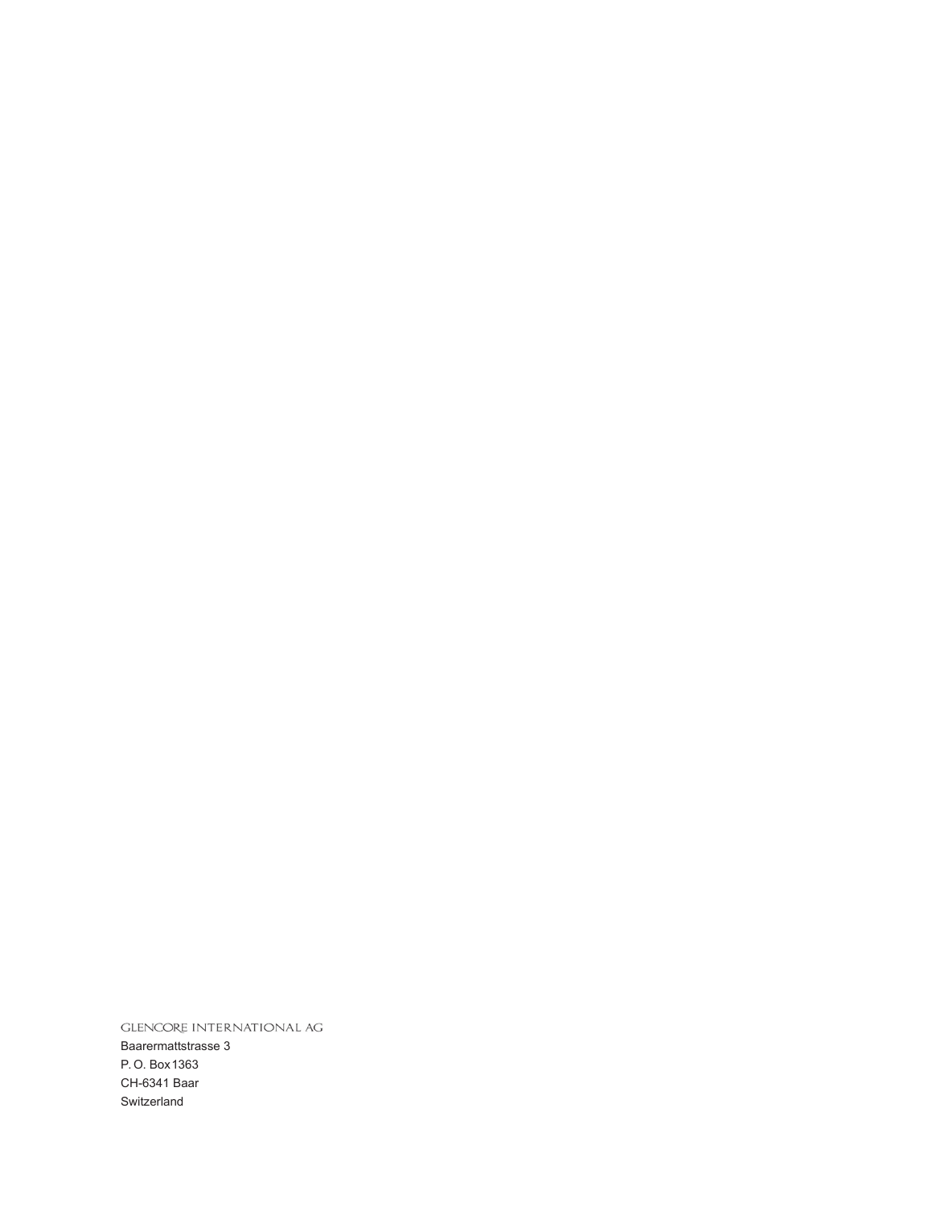GLENCORE INTERNATIONAL AG

Baarermattstrasse 3

P. O. Box 1363

CH-6341 Baar

Switzerland